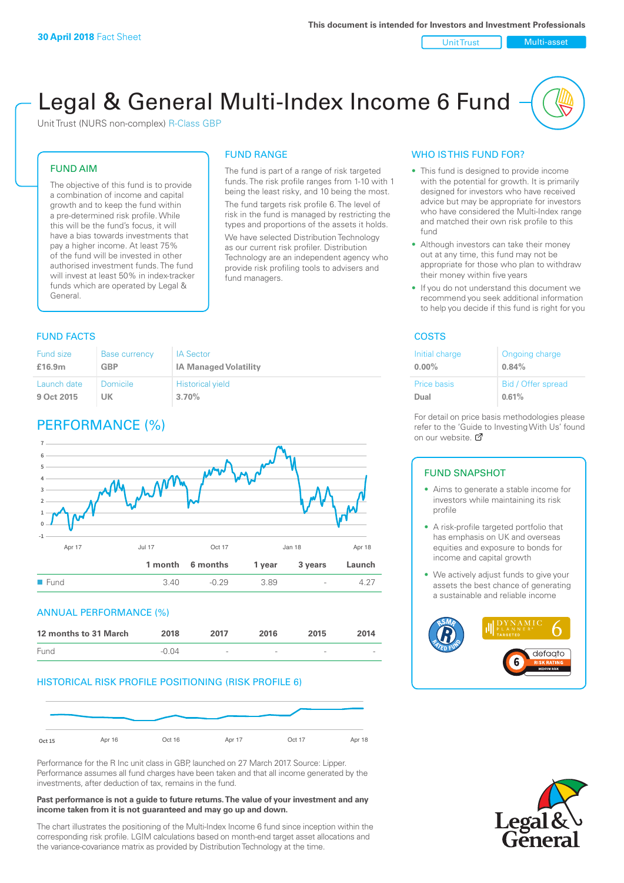30 April 2018 Fact Sheet

This document is intended for Investors and Investment Professionals

Unit Trust | Multi-asset

# Legal & General Multi-Index Income 6 Fund

Unit Trust (NURS non-complex) R-Class GBP

## FUND AIM

The objective of this fund is to provide a combination of income and capital growth and to keep the fund within a pre-determined risk profile. While this will be the fund's focus, it will have a bias towards investments that pay a higher income. At least 75% of the fund will be invested in other authorised investment funds. The fund will invest at least 50% in index-tracker funds which are operated by Legal & General.

## FUND RANGE

The fund is part of a range of risk targeted funds. The risk profile ranges from 1-10 with 1 being the least risky, and 10 being the most.

The fund targets risk profile 6. The level of risk in the fund is managed by restricting the types and proportions of the assets it holds.

We have selected Distribution Technology as our current risk profiler. Distribution Technology are an independent agency who provide risk profiling tools to advisers and fund managers.

## WHO IS THIS FUND FOR?

- This fund is designed to provide income with the potential for growth. It is primarily designed for investors who have received advice but may be appropriate for investors who have considered the Multi-Index range and matched their own risk profile to this fund
- Although investors can take their money out at any time, this fund may not be appropriate for those who plan to withdraw their money within five years
- If you do not understand this document we recommend you seek additional information to help you decide if this fund is right for you

## FUND FACTS

| Fund size | Base currency | IA Sector |
|---|---|---|
| £16.9m | GBP | IA Managed Volatility |
| **Launch date** | **Domicile** | **Historical yield** |
| 9 Oct 2015 | UK | 3.70% |

## COSTS

| Initial charge | Ongoing charge |
|---|---|
| 0.00% | 0.84% |
| **Price basis** | **Bid / Offer spread** |
| Dual | 0.61% |

For detail on price basis methodologies please refer to the 'Guide to Investing With Us' found on our website.

## PERFORMANCE (%)

| | 1 month | 6 months | 1 year | 3 years | Launch |
|---|---|---|---|---|---|
| Fund | 3.40 | -0.29 | 3.89 | - | 4.27 |

## ANNUAL PERFORMANCE (%)

| 12 months to 31 March | 2018 | 2017 | 2016 | 2015 | 2014 |
|---|---|---|---|---|---|
| Fund | -0.04 | - | - | - | - |

## HISTORICAL RISK PROFILE POSITIONING (RISK PROFILE 6)

Performance for the R Inc unit class in GBP, launched on 27 March 2017. Source: Lipper. Performance assumes all fund charges have been taken and that all income generated by the investments, after deduction of tax, remains in the fund.

**Past performance is not a guide to future returns. The value of your investment and any income taken from it is not guaranteed and may go up and down.**

The chart illustrates the positioning of the Multi-Index Income 6 fund since inception within the corresponding risk profile. LGIM calculations based on month-end target asset allocations and the variance-covariance matrix as provided by Distribution Technology at the time.

## FUND SNAPSHOT

- Aims to generate a stable income for investors while maintaining its risk profile
- A risk-profile targeted portfolio that has emphasis on UK and overseas equities and exposure to bonds for income and capital growth
- We actively adjust funds to give your assets the best chance of generating a sustainable and reliable income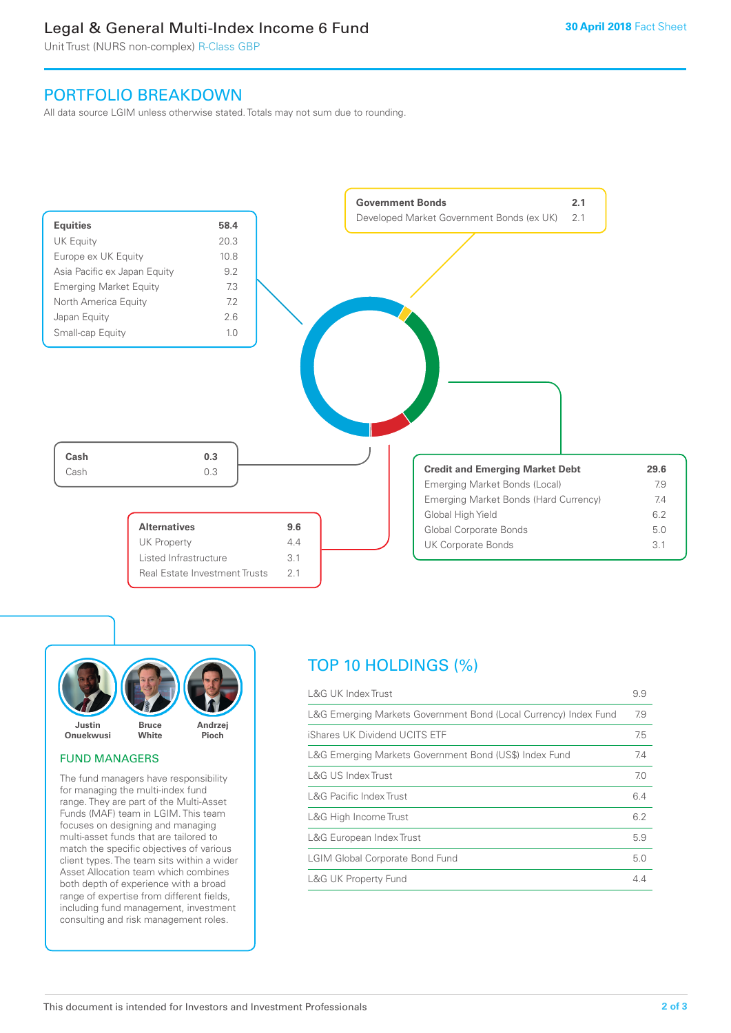# Legal & General Multi-Index Income 6 Fund

Unit Trust (NURS non-complex) R-Class GBP

**30 April 2018** Fact Sheet

## PORTFOLIO BREAKDOWN

All data source LGIM unless otherwise stated. Totals may not sum due to rounding.

| **Equities** | **58.4** |
|---|---|
| UK Equity | 20.3 |
| Europe ex UK Equity | 10.8 |
| Asia Pacific ex Japan Equity | 9.2 |
| Emerging Market Equity | 7.3 |
| North America Equity | 7.2 |
| Japan Equity | 2.6 |
| Small-cap Equity | 1.0 |

| **Government Bonds** | **2.1** |
|---|---|
| Developed Market Government Bonds (ex UK) | 2.1 |

| **Cash** | **0.3** |
|---|---|
| Cash | 0.3 |

| **Credit and Emerging Market Debt** | **29.6** |
|---|---|
| Emerging Market Bonds (Local) | 7.9 |
| Emerging Market Bonds (Hard Currency) | 7.4 |
| Global High Yield | 6.2 |
| Global Corporate Bonds | 5.0 |
| UK Corporate Bonds | 3.1 |

| **Alternatives** | **9.6** |
|---|---|
| UK Property | 4.4 |
| Listed Infrastructure | 3.1 |
| Real Estate Investment Trusts | 2.1 |

Justin Onuekwusi, Bruce White, Andrzej Pioch

### FUND MANAGERS

The fund managers have responsibility for managing the multi-index fund range. They are part of the Multi-Asset Funds (MAF) team in LGIM. This team focuses on designing and managing multi-asset funds that are tailored to match the specific objectives of various client types. The team sits within a wider Asset Allocation team which combines both depth of experience with a broad range of expertise from different fields, including fund management, investment consulting and risk management roles.

## TOP 10 HOLDINGS (%)

| Holding | % |
|---|---|
| L&G UK Index Trust | 9.9 |
| L&G Emerging Markets Government Bond (Local Currency) Index Fund | 7.9 |
| iShares UK Dividend UCITS ETF | 7.5 |
| L&G Emerging Markets Government Bond (US$) Index Fund | 7.4 |
| L&G US Index Trust | 7.0 |
| L&G Pacific Index Trust | 6.4 |
| L&G High Income Trust | 6.2 |
| L&G European Index Trust | 5.9 |
| LGIM Global Corporate Bond Fund | 5.0 |
| L&G UK Property Fund | 4.4 |

This document is intended for Investors and Investment Professionals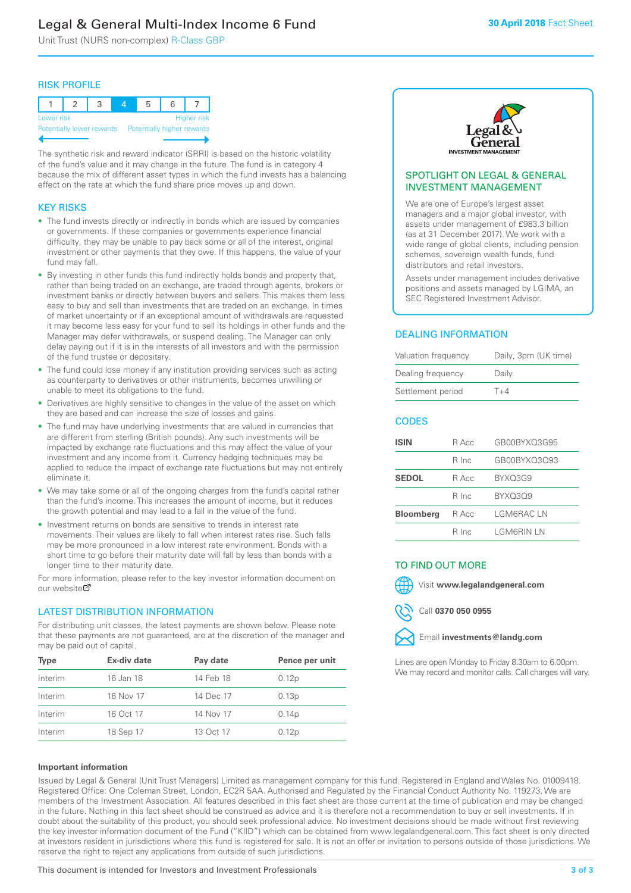# Legal & General Multi-Index Income 6 Fund

Unit Trust (NURS non-complex) R-Class GBP

30 April 2018 Fact Sheet

## RISK PROFILE

| 1 | 2 | 3 | 4 | 5 | 6 | 7 |
|---|---|---|---|---|---|---|

Lower risk — Higher risk

Potentially lower rewards — Potentially higher rewards

The synthetic risk and reward indicator (SRRI) is based on the historic volatility of the fund's value and it may change in the future. The fund is in category 4 because the mix of different asset types in which the fund invests has a balancing effect on the rate at which the fund share price moves up and down.

## KEY RISKS

- The fund invests directly or indirectly in bonds which are issued by companies or governments. If these companies or governments experience financial difficulty, they may be unable to pay back some or all of the interest, original investment or other payments that they owe. If this happens, the value of your fund may fall.
- By investing in other funds this fund indirectly holds bonds and property that, rather than being traded on an exchange, are traded through agents, brokers or investment banks or directly between buyers and sellers. This makes them less easy to buy and sell than investments that are traded on an exchange. In times of market uncertainty or if an exceptional amount of withdrawals are requested it may become less easy for your fund to sell its holdings in other funds and the Manager may defer withdrawals, or suspend dealing. The Manager can only delay paying out if it is in the interests of all investors and with the permission of the fund trustee or depositary.
- The fund could lose money if any institution providing services such as acting as counterparty to derivatives or other instruments, becomes unwilling or unable to meet its obligations to the fund.
- Derivatives are highly sensitive to changes in the value of the asset on which they are based and can increase the size of losses and gains.
- The fund may have underlying investments that are valued in currencies that are different from sterling (British pounds). Any such investments will be impacted by exchange rate fluctuations and this may affect the value of your investment and any income from it. Currency hedging techniques may be applied to reduce the impact of exchange rate fluctuations but may not entirely eliminate it.
- We may take some or all of the ongoing charges from the fund's capital rather than the fund's income. This increases the amount of income, but it reduces the growth potential and may lead to a fall in the value of the fund.
- Investment returns on bonds are sensitive to trends in interest rate movements. Their values are likely to fall when interest rates rise. Such falls may be more pronounced in a low interest rate environment. Bonds with a short time to go before their maturity date will fall by less than bonds with a longer time to their maturity date.

For more information, please refer to the key investor information document on our website

## LATEST DISTRIBUTION INFORMATION

For distributing unit classes, the latest payments are shown below. Please note that these payments are not guaranteed, are at the discretion of the manager and may be paid out of capital.

| Type | Ex-div date | Pay date | Pence per unit |
|---|---|---|---|
| Interim | 16 Jan 18 | 14 Feb 18 | 0.12p |
| Interim | 16 Nov 17 | 14 Dec 17 | 0.13p |
| Interim | 16 Oct 17 | 14 Nov 17 | 0.14p |
| Interim | 18 Sep 17 | 13 Oct 17 | 0.12p |

## SPOTLIGHT ON LEGAL & GENERAL INVESTMENT MANAGEMENT

We are one of Europe's largest asset managers and a major global investor, with assets under management of £983.3 billion (as at 31 December 2017). We work with a wide range of global clients, including pension schemes, sovereign wealth funds, fund distributors and retail investors.

Assets under management includes derivative positions and assets managed by LGIMA, an SEC Registered Investment Advisor.

## DEALING INFORMATION

| | |
|---|---|
| Valuation frequency | Daily, 3pm (UK time) |
| Dealing frequency | Daily |
| Settlement period | T+4 |

## CODES

| | | |
|---|---|---|
| **ISIN** | R Acc | GB00BYXQ3G95 |
| | R Inc | GB00BYXQ3Q93 |
| **SEDOL** | R Acc | BYXQ3G9 |
| | R Inc | BYXQ3Q9 |
| **Bloomberg** | R Acc | LGM6RAC LN |
| | R Inc | LGM6RIN LN |

## TO FIND OUT MORE

Visit **www.legalandgeneral.com**

Call **0370 050 0955**

Email **investments@landg.com**

Lines are open Monday to Friday 8.30am to 6.00pm. We may record and monitor calls. Call charges will vary.

### Important information

Issued by Legal & General (Unit Trust Managers) Limited as management company for this fund. Registered in England and Wales No. 01009418. Registered Office: One Coleman Street, London, EC2R 5AA. Authorised and Regulated by the Financial Conduct Authority No. 119273. We are members of the Investment Association. All features described in this fact sheet are those current at the time of publication and may be changed in the future. Nothing in this fact sheet should be construed as advice and it is therefore not a recommendation to buy or sell investments. If in doubt about the suitability of this product, you should seek professional advice. No investment decisions should be made without first reviewing the key investor information document of the Fund ("KIID") which can be obtained from www.legalandgeneral.com. This fact sheet is only directed at investors resident in jurisdictions where this fund is registered for sale. It is not an offer or invitation to persons outside of those jurisdictions. We reserve the right to reject any applications from outside of such jurisdictions.

This document is intended for Investors and Investment Professionals